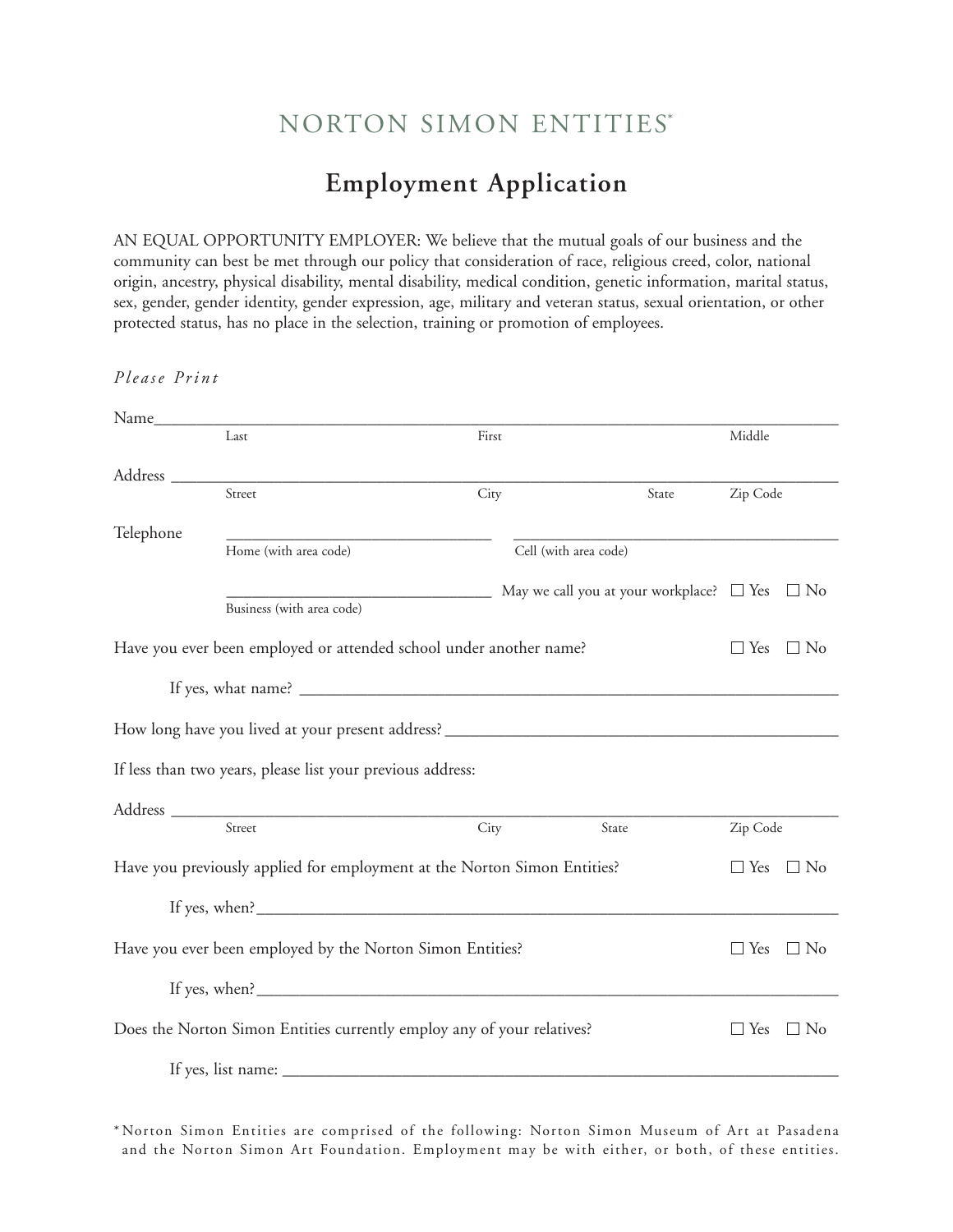# NORTON SIMON ENTITIES*

## Employment Application

AN EQUAL OPPORTUNITY EMPLOYER: We believe that the mutual goals of our business and the community can best be met through our policy that consideration of race, religious creed, color, national origin, ancestry, physical disability, mental disability, medical condition, genetic information, marital status, sex, gender, gender identity, gender expression, age, military and veteran status, sexual orientation, or other protected status, has no place in the selection, training or promotion of employees.

*Please Print*

Name_______________________________________________________________
Last First Middle

Address _____________________________________________________________
Street City State Zip Code

Telephone _________________________ _________________________
Home (with area code) Cell (with area code)

_________________________ May we call you at your workplace? ☐ Yes ☐ No
Business (with area code)

Have you ever been employed or attended school under another name? ☐ Yes ☐ No

If yes, what name? ____________________________________________________

How long have you lived at your present address? ______________________________

If less than two years, please list your previous address:

Address _____________________________________________________________
Street City State Zip Code

Have you previously applied for employment at the Norton Simon Entities? ☐ Yes ☐ No

If yes, when? _________________________________________________________

Have you ever been employed by the Norton Simon Entities? ☐ Yes ☐ No

If yes, when? _________________________________________________________

Does the Norton Simon Entities currently employ any of your relatives? ☐ Yes ☐ No

If yes, list name: ______________________________________________________

*Norton Simon Entities are comprised of the following: Norton Simon Museum of Art at Pasadena and the Norton Simon Art Foundation. Employment may be with either, or both, of these entities.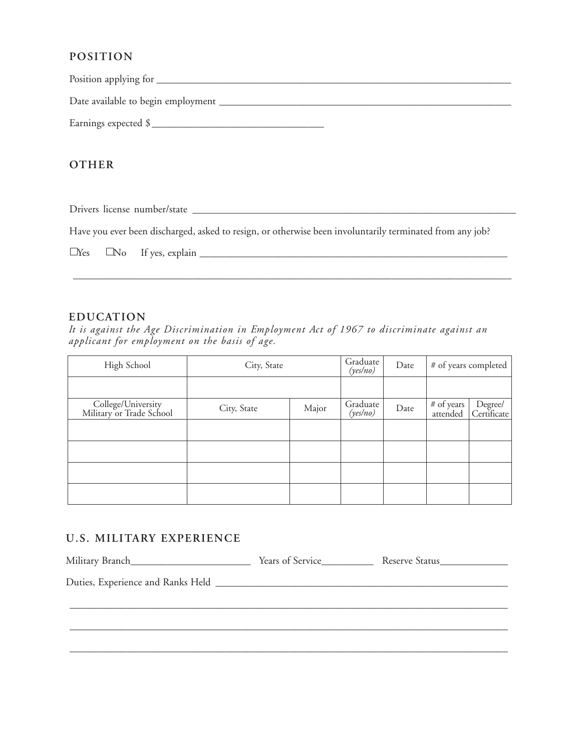## POSITION

Position applying for ___________________________________________

Date available to begin employment ___________________________________________

Earnings expected $_______________________________

## OTHER

Drivers license number/state ___________________________________________

Have you ever been discharged, asked to resign, or otherwise been involuntarily terminated from any job?

☐Yes ☐No If yes, explain ___________________________________________

___________________________________________

## EDUCATION

*It is against the Age Discrimination in Employment Act of 1967 to discriminate against an applicant for employment on the basis of age.*

| High School | City, State | | Graduate *(yes/no)* | Date | # of years completed | |
|---|---|---|---|---|---|---|
| | | | | | | |
| College/University Military or Trade School | City, State | Major | Graduate *(yes/no)* | Date | # of years attended | Degree/ Certificate |
| | | | | | | |
| | | | | | | |
| | | | | | | |
| | | | | | | |

## U.S. MILITARY EXPERIENCE

Military Branch_______________________ Years of Service__________ Reserve Status_____________

Duties, Experience and Ranks Held ___________________________________________

___________________________________________

___________________________________________

___________________________________________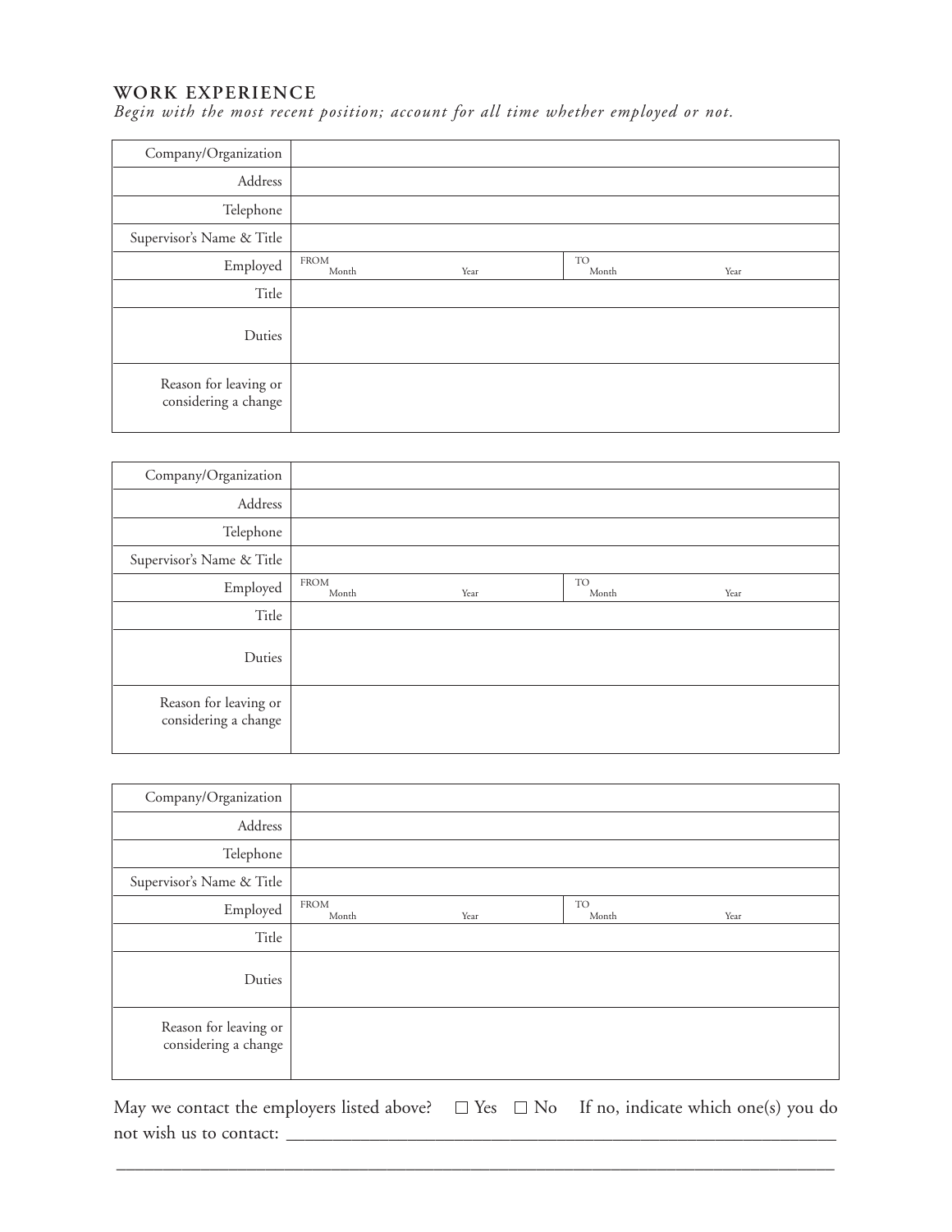## WORK EXPERIENCE

*Begin with the most recent position; account for all time whether employed or not.*

| | | | | |
|---|---|---|---|---|
| Company/Organization | | | | |
| Address | | | | |
| Telephone | | | | |
| Supervisor's Name & Title | | | | |
| Employed | FROM Month | Year | TO Month | Year |
| Title | | | | |
| Duties | | | | |
| Reason for leaving or considering a change | | | | |

| | | | | |
|---|---|---|---|---|
| Company/Organization | | | | |
| Address | | | | |
| Telephone | | | | |
| Supervisor's Name & Title | | | | |
| Employed | FROM Month | Year | TO Month | Year |
| Title | | | | |
| Duties | | | | |
| Reason for leaving or considering a change | | | | |

| | | | | |
|---|---|---|---|---|
| Company/Organization | | | | |
| Address | | | | |
| Telephone | | | | |
| Supervisor's Name & Title | | | | |
| Employed | FROM Month | Year | TO Month | Year |
| Title | | | | |
| Duties | | | | |
| Reason for leaving or considering a change | | | | |

May we contact the employers listed above? ☐ Yes ☐ No If no, indicate which one(s) you do not wish us to contact: ___________________________________________________________

___________________________________________________________________________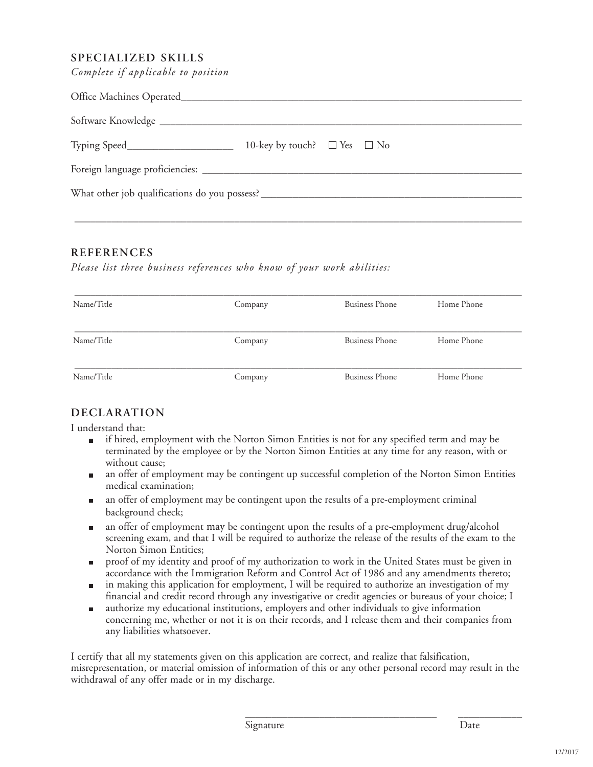## SPECIALIZED SKILLS

*Complete if applicable to position*

Office Machines Operated\_\_\_\_\_\_\_\_\_\_\_\_\_\_\_\_\_\_\_\_\_\_\_\_\_\_\_\_\_\_\_\_\_\_\_\_\_\_\_\_\_\_\_\_\_\_\_\_

Software Knowledge \_\_\_\_\_\_\_\_\_\_\_\_\_\_\_\_\_\_\_\_\_\_\_\_\_\_\_\_\_\_\_\_\_\_\_\_\_\_\_\_\_\_\_\_\_\_\_\_\_\_

Typing Speed\_\_\_\_\_\_\_\_\_\_\_\_\_\_\_\_\_\_\_\_ 10-key by touch? ☐ Yes ☐ No

Foreign language proficiencies: \_\_\_\_\_\_\_\_\_\_\_\_\_\_\_\_\_\_\_\_\_\_\_\_\_\_\_\_\_\_\_\_\_\_\_\_\_\_\_\_\_\_\_\_

What other job qualifications do you possess? \_\_\_\_\_\_\_\_\_\_\_\_\_\_\_\_\_\_\_\_\_\_\_\_\_\_\_\_\_\_\_\_\_\_\_\_

\_\_\_\_\_\_\_\_\_\_\_\_\_\_\_\_\_\_\_\_\_\_\_\_\_\_\_\_\_\_\_\_\_\_\_\_\_\_\_\_\_\_\_\_\_\_\_\_\_\_\_\_\_\_\_\_\_\_\_\_\_\_\_\_\_\_\_\_\_\_\_\_

## REFERENCES

*Please list three business references who know of your work abilities:*

| Name/Title | Company | Business Phone | Home Phone |
|---|---|---|---|
| | | | |
| | | | |
| | | | |

## DECLARATION

I understand that:

- if hired, employment with the Norton Simon Entities is not for any specified term and may be terminated by the employee or by the Norton Simon Entities at any time for any reason, with or without cause;
- an offer of employment may be contingent up successful completion of the Norton Simon Entities medical examination;
- an offer of employment may be contingent upon the results of a pre-employment criminal background check;
- an offer of employment may be contingent upon the results of a pre-employment drug/alcohol screening exam, and that I will be required to authorize the release of the results of the exam to the Norton Simon Entities;
- proof of my identity and proof of my authorization to work in the United States must be given in accordance with the Immigration Reform and Control Act of 1986 and any amendments thereto;
- in making this application for employment, I will be required to authorize an investigation of my financial and credit record through any investigative or credit agencies or bureaus of your choice; I
- authorize my educational institutions, employers and other individuals to give information concerning me, whether or not it is on their records, and I release them and their companies from any liabilities whatsoever.

I certify that all my statements given on this application are correct, and realize that falsification, misrepresentation, or material omission of information of this or any other personal record may result in the withdrawal of any offer made or in my discharge.

\_\_\_\_\_\_\_\_\_\_\_\_\_\_\_\_\_\_\_\_\_\_\_\_\_\_\_\_\_\_\_\_\_\_\_\_ \_\_\_\_\_\_\_\_\_\_\_\_

Signature Date

12/2017